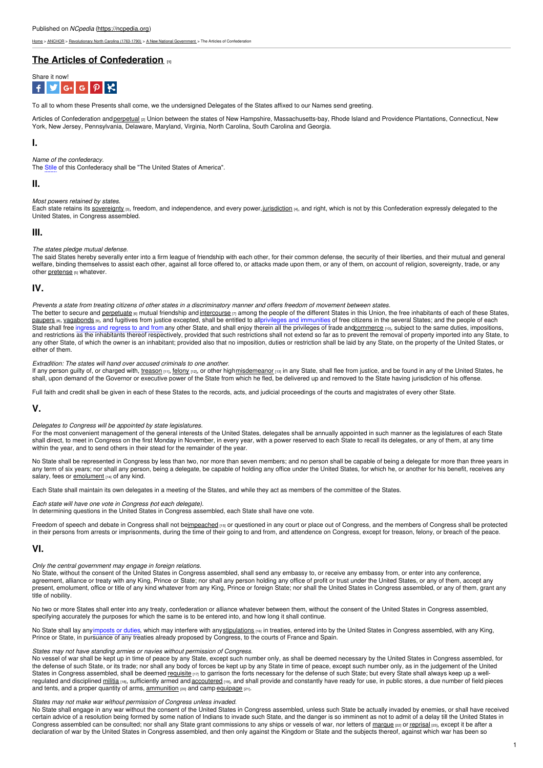Published on *NCpedia* (https://ncpedia.org)

Home > ANCHOR > Revolutionary North Carolina (1763-1790) > A New National Government > The Articles of Confederation

# The Articles of Confederation [1]

Share it now!

To all to whom these Presents shall come, we the undersigned Delegates of the States affixed to our Names send greeting.

Articles of Confederation and perpetual [2] Union between the states of New Hampshire, Massachusetts-bay, Rhode Island and Providence Plantations, Connecticut, New York, New Jersey, Pennsylvania, Delaware, Maryland, Virginia, North Carolina, South Carolina and Georgia.

## I.

*Name of the confederacy.*
The Stile of this Confederacy shall be "The United States of America".

## II.

*Most powers retained by states.*
Each state retains its sovereignty [3], freedom, and independence, and every power, jurisdiction [4], and right, which is not by this Confederation expressly delegated to the United States, in Congress assembled.

## III.

*The states pledge mutual defense.*
The said States hereby severally enter into a firm league of friendship with each other, for their common defense, the security of their liberties, and their mutual and general welfare, binding themselves to assist each other, against all force offered to, or attacks made upon them, or any of them, on account of religion, sovereignty, trade, or any other pretense [5] whatever.

## IV.

*Prevents a state from treating citizens of other states in a discriminatory manner and offers freedom of movement between states.*
The better to secure and perpetuate [6] mutual friendship and intercourse [7] among the people of the different States in this Union, the free inhabitants of each of these States, paupers [8], vagabonds [9], and fugitives from justice excepted, shall be entitled to all privileges and immunities of free citizens in the several States; and the people of each State shall free ingress and regress to and from any other State, and shall enjoy therein all the privileges of trade and commerce [10], subject to the same duties, impositions, and restrictions as the inhabitants thereof respectively, provided that such restrictions shall not extend so far as to prevent the removal of property imported into any State, to any other State, of which the owner is an inhabitant; provided also that no imposition, duties or restriction shall be laid by any State, on the property of the United States, or either of them.

*Extradition: The states will hand over accused criminals to one another.*
If any person guilty of, or charged with, treason [11], felony [12], or other high misdemeanor [13] in any State, shall flee from justice, and be found in any of the United States, he shall, upon demand of the Governor or executive power of the State from which he fled, be delivered up and removed to the State having jurisdiction of his offense.

Full faith and credit shall be given in each of these States to the records, acts, and judicial proceedings of the courts and magistrates of every other State.

## V.

*Delegates to Congress will be appointed by state legislatures.*
For the most convenient management of the general interests of the United States, delegates shall be annually appointed in such manner as the legislatures of each State shall direct, to meet in Congress on the first Monday in November, in every year, with a power reserved to each State to recall its delegates, or any of them, at any time within the year, and to send others in their stead for the remainder of the year.

No State shall be represented in Congress by less than two, nor more than seven members; and no person shall be capable of being a delegate for more than three years in any term of six years; nor shall any person, being a delegate, be capable of holding any office under the United States, for which he, or another for his benefit, receives any salary, fees or emolument [14] of any kind.

Each State shall maintain its own delegates in a meeting of the States, and while they act as members of the committee of the States.

*Each state will have one vote in Congress (not each delegate).*
In determining questions in the United States in Congress assembled, each State shall have one vote.

Freedom of speech and debate in Congress shall not be impeached [15] or questioned in any court or place out of Congress, and the members of Congress shall be protected in their persons from arrests or imprisonments, during the time of their going to and from, and attendence on Congress, except for treason, felony, or breach of the peace.

## VI.

*Only the central government may engage in foreign relations.*
No State, without the consent of the United States in Congress assembled, shall send any embassy to, or receive any embassy from, or enter into any conference, agreement, alliance or treaty with any King, Prince or State; nor shall any person holding any office of profit or trust under the United States, or any of them, accept any present, emolument, office or title of any kind whatever from any King, Prince or foreign State; nor shall the United States in Congress assembled, or any of them, grant any title of nobility.

No two or more States shall enter into any treaty, confederation or alliance whatever between them, without the consent of the United States in Congress assembled, specifying accurately the purposes for which the same is to be entered into, and how long it shall continue.

No State shall lay any imposts or duties, which may interfere with any stipulations [16] in treaties, entered into by the United States in Congress assembled, with any King, Prince or State, in pursuance of any treaties already proposed by Congress, to the courts of France and Spain.

*States may not have standing armies or navies without permission of Congress.*
No vessel of war shall be kept up in time of peace by any State, except such number only, as shall be deemed necessary by the United States in Congress assembled, for the defense of such State, or its trade; nor shall any body of forces be kept up by any State in time of peace, except such number only, as in the judgement of the United States in Congress assembled, shall be deemed requisite [17] to garrison the forts necessary for the defense of such State; but every State shall always keep up a well-regulated and disciplined militia [18], sufficiently armed and accoutered [19], and shall provide and constantly have ready for use, in public stores, a due number of field pieces and tents, and a proper quantity of arms, ammunition [20] and camp equipage [21].

*States may not make war without permission of Congress unless invaded.*
No State shall engage in any war without the consent of the United States in Congress assembled, unless such State be actually invaded by enemies, or shall have received certain advice of a resolution being formed by some nation of Indians to invade such State, and the danger is so imminent as not to admit of a delay till the United States in Congress assembled can be consulted; nor shall any State grant commissions to any ships or vessels of war, nor letters of marque [22] or reprisal [23], except it be after a declaration of war by the United States in Congress assembled, and then only against the Kingdom or State and the subjects thereof, against which war has been so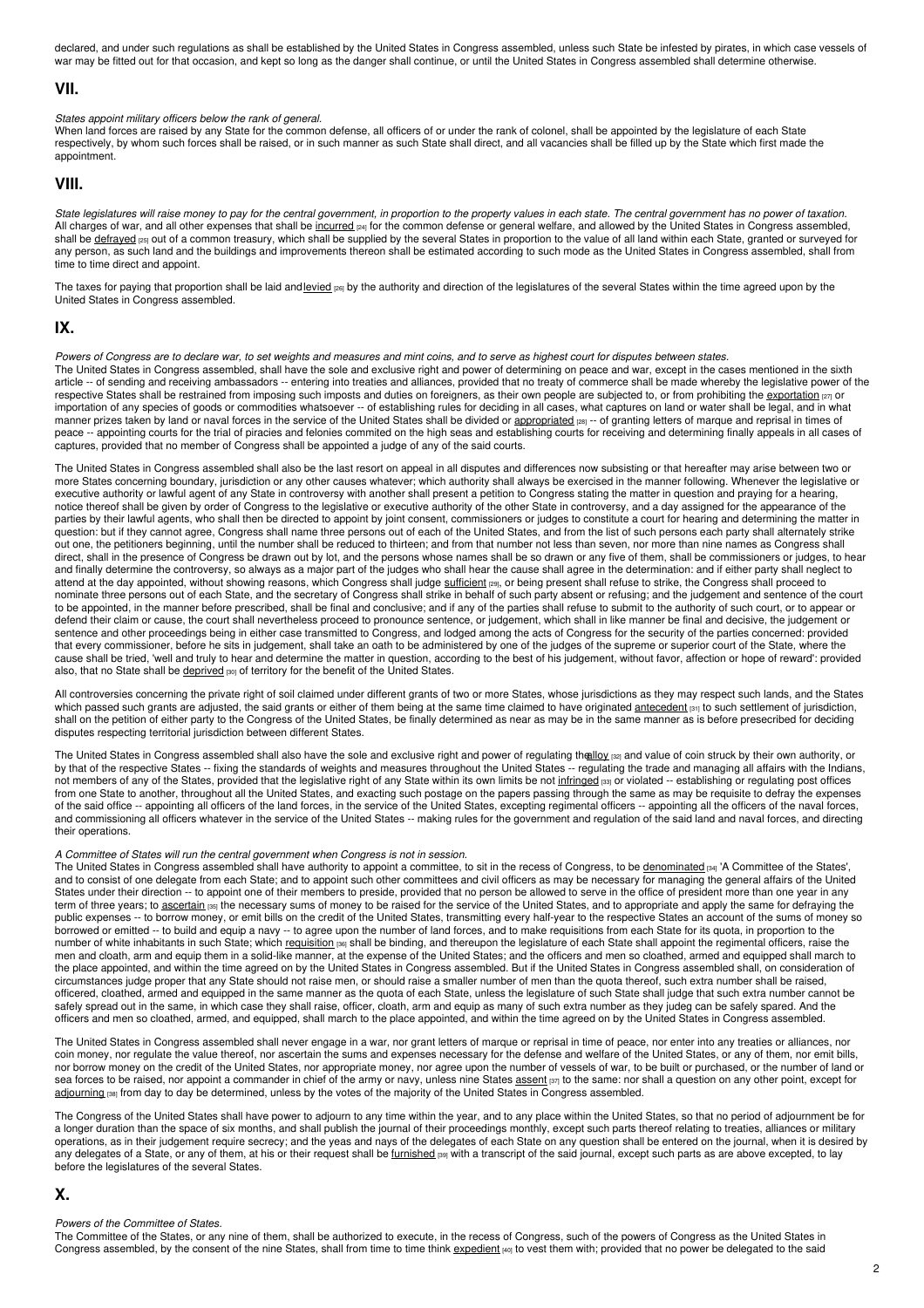declared, and under such regulations as shall be established by the United States in Congress assembled, unless such State be infested by pirates, in which case vessels of war may be fitted out for that occasion, and kept so long as the danger shall continue, or until the United States in Congress assembled shall determine otherwise.

## VII.

*States appoint military officers below the rank of general.*

When land forces are raised by any State for the common defense, all officers of or under the rank of colonel, shall be appointed by the legislature of each State respectively, by whom such forces shall be raised, or in such manner as such State shall direct, and all vacancies shall be filled up by the State which first made the appointment.

## VIII.

*State legislatures will raise money to pay for the central government, in proportion to the property values in each state. The central government has no power of taxation.*

All charges of war, and all other expenses that shall be incurred [24] for the common defense or general welfare, and allowed by the United States in Congress assembled, shall be defrayed [25] out of a common treasury, which shall be supplied by the several States in proportion to the value of all land within each State, granted or surveyed for any person, as such land and the buildings and improvements thereon shall be estimated according to such mode as the United States in Congress assembled, shall from time to time direct and appoint.

The taxes for paying that proportion shall be laid and levied [26] by the authority and direction of the legislatures of the several States within the time agreed upon by the United States in Congress assembled.

## IX.

*Powers of Congress are to declare war, to set weights and measures and mint coins, and to serve as highest court for disputes between states.*

The United States in Congress assembled, shall have the sole and exclusive right and power of determining on peace and war, except in the cases mentioned in the sixth article -- of sending and receiving ambassadors -- entering into treaties and alliances, provided that no treaty of commerce shall be made whereby the legislative power of the respective States shall be restrained from imposing such imposts and duties on foreigners, as their own people are subjected to, or from prohibiting the exportation [27] or importation of any species of goods or commodities whatsoever -- of establishing rules for deciding in all cases, what captures on land or water shall be legal, and in what manner prizes taken by land or naval forces in the service of the United States shall be divided or appropriated [28] -- of granting letters of marque and reprisal in times of peace -- appointing courts for the trial of piracies and felonies commited on the high seas and establishing courts for receiving and determining finally appeals in all cases of captures, provided that no member of Congress shall be appointed a judge of any of the said courts.

The United States in Congress assembled shall also be the last resort on appeal in all disputes and differences now subsisting or that hereafter may arise between two or more States concerning boundary, jurisdiction or any other causes whatever; which authority shall always be exercised in the manner following. Whenever the legislative or executive authority or lawful agent of any State in controversy with another shall present a petition to Congress stating the matter in question and praying for a hearing, notice thereof shall be given by order of Congress to the legislative or executive authority of the other State in controversy, and a day assigned for the appearance of the parties by their lawful agents, who shall then be directed to appoint by joint consent, commissioners or judges to constitute a court for hearing and determining the matter in question: but if they cannot agree, Congress shall name three persons out of each of the United States, and from the list of such persons each party shall alternately strike out one, the petitioners beginning, until the number shall be reduced to thirteen; and from that number not less than seven, nor more than nine names as Congress shall direct, shall in the presence of Congress be drawn out by lot, and the persons whose names shall be so drawn or any five of them, shall be commissioners or judges, to hear and finally determine the controversy, so always as a major part of the judges who shall hear the cause shall agree in the determination: and if either party shall neglect to attend at the day appointed, without showing reasons, which Congress shall judge sufficient [29], or being present shall refuse to strike, the Congress shall proceed to nominate three persons out of each State, and the secretary of Congress shall strike in behalf of such party absent or refusing; and the judgement and sentence of the court to be appointed, in the manner before prescribed, shall be final and conclusive; and if any of the parties shall refuse to submit to the authority of such court, or to appear or defend their claim or cause, the court shall nevertheless proceed to pronounce sentence, or judgement, which shall in like manner be final and decisive, the judgement or sentence and other proceedings being in either case transmitted to Congress, and lodged among the acts of Congress for the security of the parties concerned: provided that every commissioner, before he sits in judgement, shall take an oath to be administered by one of the judges of the supreme or superior court of the State, where the cause shall be tried, 'well and truly to hear and determine the matter in question, according to the best of his judgement, without favor, affection or hope of reward': provided also, that no State shall be deprived [30] of territory for the benefit of the United States.

All controversies concerning the private right of soil claimed under different grants of two or more States, whose jurisdictions as they may respect such lands, and the States which passed such grants are adjusted, the said grants or either of them being at the same time claimed to have originated antecedent [31] to such settlement of jurisdiction, shall on the petition of either party to the Congress of the United States, be finally determined as near as may be in the same manner as is before presecribed for deciding disputes respecting territorial jurisdiction between different States.

The United States in Congress assembled shall also have the sole and exclusive right and power of regulating the alloy [32] and value of coin struck by their own authority, or by that of the respective States -- fixing the standards of weights and measures throughout the United States -- regulating the trade and managing all affairs with the Indians, not members of any of the States, provided that the legislative right of any State within its own limits be not infringed [33] or violated -- establishing or regulating post offices from one State to another, throughout all the United States, and exacting such postage on the papers passing through the same as may be requisite to defray the expenses of the said office -- appointing all officers of the land forces, in the service of the United States, excepting regimental officers -- appointing all the officers of the naval forces, and commissioning all officers whatever in the service of the United States -- making rules for the government and regulation of the said land and naval forces, and directing their operations.

*A Committee of States will run the central government when Congress is not in session.*

The United States in Congress assembled shall have authority to appoint a committee, to sit in the recess of Congress, to be denominated [34] 'A Committee of the States', and to consist of one delegate from each State; and to appoint such other committees and civil officers as may be necessary for managing the general affairs of the United States under their direction -- to appoint one of their members to preside, provided that no person be allowed to serve in the office of president more than one year in any term of three years; to ascertain [35] the necessary sums of money to be raised for the service of the United States, and to appropriate and apply the same for defraying the public expenses -- to borrow money, or emit bills on the credit of the United States, transmitting every half-year to the respective States an account of the sums of money so borrowed or emitted -- to build and equip a navy -- to agree upon the number of land forces, and to make requisitions from each State for its quota, in proportion to the number of white inhabitants in such State; which requisition [36] shall be binding, and thereupon the legislature of each State shall appoint the regimental officers, raise the men and cloath, arm and equip them in a solid-like manner, at the expense of the United States; and the officers and men so cloathed, armed and equipped shall march to the place appointed, and within the time agreed on by the United States in Congress assembled. But if the United States in Congress assembled shall, on consideration of circumstances judge proper that any State should not raise men, or should raise a smaller number of men than the quota thereof, such extra number shall be raised, officered, cloathed, armed and equipped in the same manner as the quota of each State, unless the legislature of such State shall judge that such extra number cannot be safely spread out in the same, in which case they shall raise, officer, cloath, arm and equip as many of such extra number as they judeg can be safely spared. And the officers and men so cloathed, armed, and equipped, shall march to the place appointed, and within the time agreed on by the United States in Congress assembled.

The United States in Congress assembled shall never engage in a war, nor grant letters of marque or reprisal in time of peace, nor enter into any treaties or alliances, nor coin money, nor regulate the value thereof, nor ascertain the sums and expenses necessary for the defense and welfare of the United States, or any of them, nor emit bills, nor borrow money on the credit of the United States, nor appropriate money, nor agree upon the number of vessels of war, to be built or purchased, or the number of land or sea forces to be raised, nor appoint a commander in chief of the army or navy, unless nine States assent [37] to the same: nor shall a question on any other point, except for adjourning [38] from day to day be determined, unless by the votes of the majority of the United States in Congress assembled.

The Congress of the United States shall have power to adjourn to any time within the year, and to any place within the United States, so that no period of adjournment be for a longer duration than the space of six months, and shall publish the journal of their proceedings monthly, except such parts thereof relating to treaties, alliances or military operations, as in their judgement require secrecy; and the yeas and nays of the delegates of each State on any question shall be entered on the journal, when it is desired by any delegates of a State, or any of them, at his or their request shall be furnished [39] with a transcript of the said journal, except such parts as are above excepted, to lay before the legislatures of the several States.

## X.

*Powers of the Committee of States.*

The Committee of the States, or any nine of them, shall be authorized to execute, in the recess of Congress, such of the powers of Congress as the United States in Congress assembled, by the consent of the nine States, shall from time to time think expedient [40] to vest them with; provided that no power be delegated to the said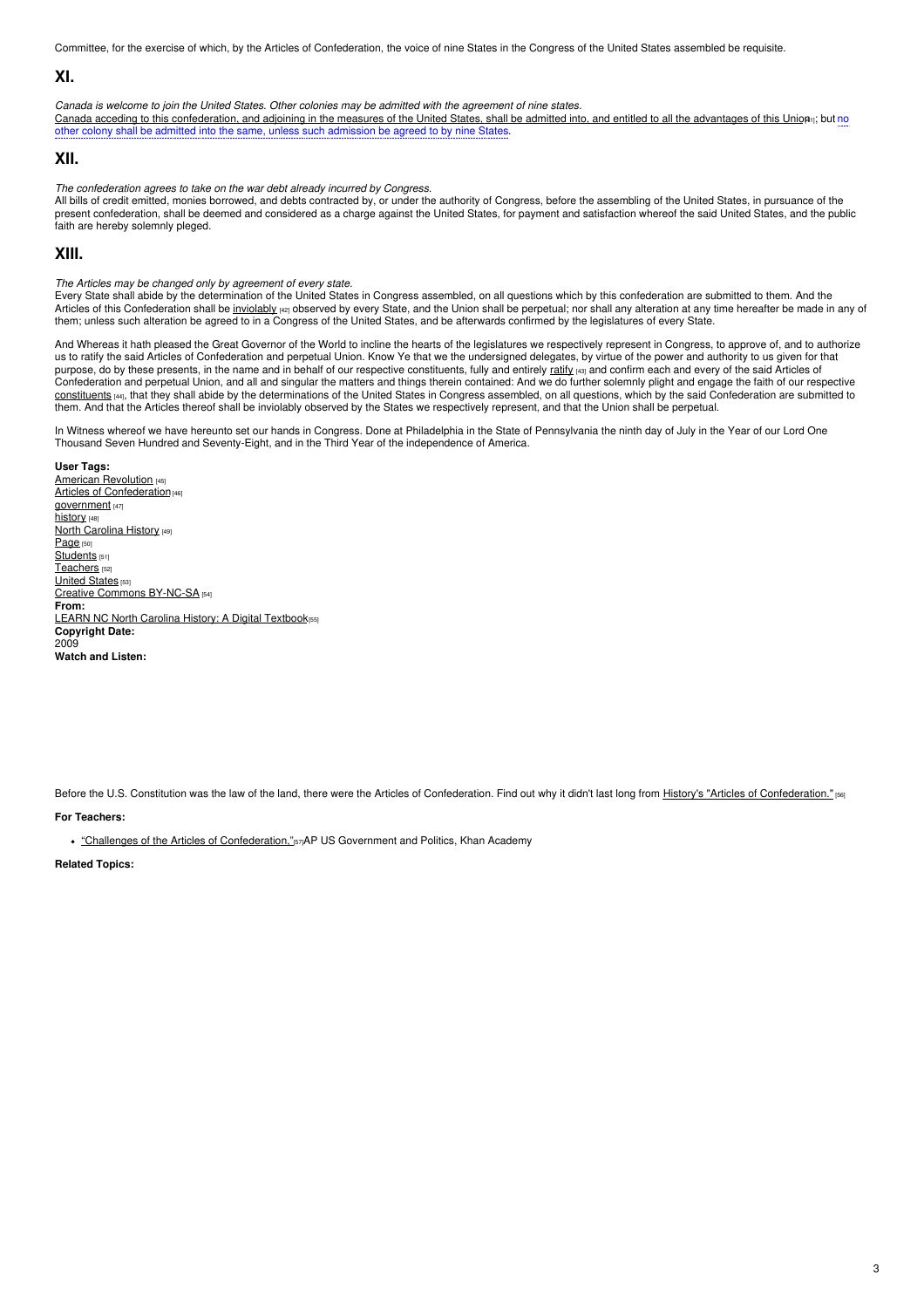Committee, for the exercise of which, by the Articles of Confederation, the voice of nine States in the Congress of the United States assembled be requisite.

## XI.

*Canada is welcome to join the United States. Other colonies may be admitted with the agreement of nine states.*
Canada acceding to this confederation, and adjoining in the measures of the United States, shall be admitted into, and entitled to all the advantages of this Union[41]; but no other colony shall be admitted into the same, unless such admission be agreed to by nine States.

## XII.

*The confederation agrees to take on the war debt already incurred by Congress.*
All bills of credit emitted, monies borrowed, and debts contracted by, or under the authority of Congress, before the assembling of the United States, in pursuance of the present confederation, shall be deemed and considered as a charge against the United States, for payment and satisfaction whereof the said United States, and the public faith are hereby solemnly pleged.

## XIII.

*The Articles may be changed only by agreement of every state.*
Every State shall abide by the determination of the United States in Congress assembled, on all questions which by this confederation are submitted to them. And the Articles of this Confederation shall be inviolably [42] observed by every State, and the Union shall be perpetual; nor shall any alteration at any time hereafter be made in any of them; unless such alteration be agreed to in a Congress of the United States, and be afterwards confirmed by the legislatures of every State.

And Whereas it hath pleased the Great Governor of the World to incline the hearts of the legislatures we respectively represent in Congress, to approve of, and to authorize us to ratify the said Articles of Confederation and perpetual Union. Know Ye that we the undersigned delegates, by virtue of the power and authority to us given for that purpose, do by these presents, in the name and in behalf of our respective constituents, fully and entirely ratify [43] and confirm each and every of the said Articles of Confederation and perpetual Union, and all and singular the matters and things therein contained: And we do further solemnly plight and engage the faith of our respective constituents [44], that they shall abide by the determinations of the United States in Congress assembled, on all questions, which by the said Confederation are submitted to them. And that the Articles thereof shall be inviolably observed by the States we respectively represent, and that the Union shall be perpetual.

In Witness whereof we have hereunto set our hands in Congress. Done at Philadelphia in the State of Pennsylvania the ninth day of July in the Year of our Lord One Thousand Seven Hundred and Seventy-Eight, and in the Third Year of the independence of America.

**User Tags:**
American Revolution [45]
Articles of Confederation [46]
government [47]
history [48]
North Carolina History [49]
Page [50]
Students [51]
Teachers [52]
United States [53]
Creative Commons BY-NC-SA [54]
**From:**
LEARN NC North Carolina History: A Digital Textbook [55]
**Copyright Date:**
2009
**Watch and Listen:**

Before the U.S. Constitution was the law of the land, there were the Articles of Confederation. Find out why it didn't last long from History's "Articles of Confederation." [56]

**For Teachers:**

- "Challenges of the Articles of Confederation," [57] AP US Government and Politics, Khan Academy

**Related Topics:**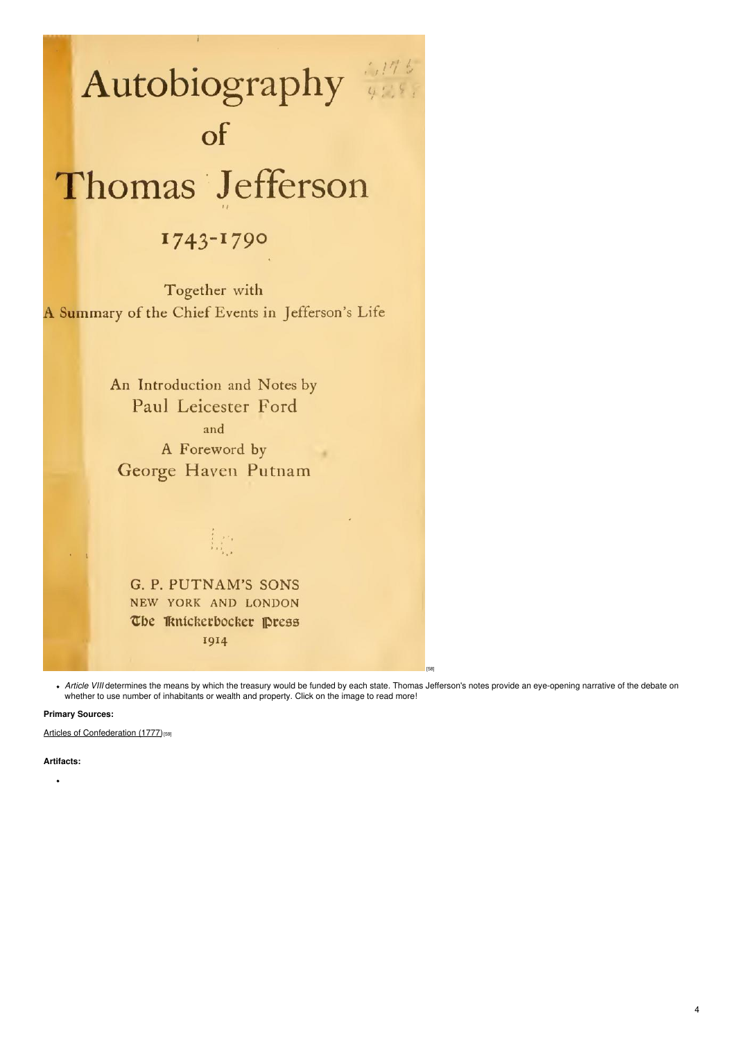# Autobiography of Thomas Jefferson

1743-1790

Together with
A Summary of the Chief Events in Jefferson's Life

An Introduction and Notes by
Paul Leicester Ford
and
A Foreword by
George Haven Putnam

G. P. PUTNAM'S SONS
NEW YORK AND LONDON
The Knickerbocker Press
1914

[58]

- *Article VIII* determines the means by which the treasury would be funded by each state. Thomas Jefferson's notes provide an eye-opening narrative of the debate on whether to use number of inhabitants or wealth and property. Click on the image to read more!

**Primary Sources:**

Articles of Confederation (1777) [59]

**Artifacts:**

-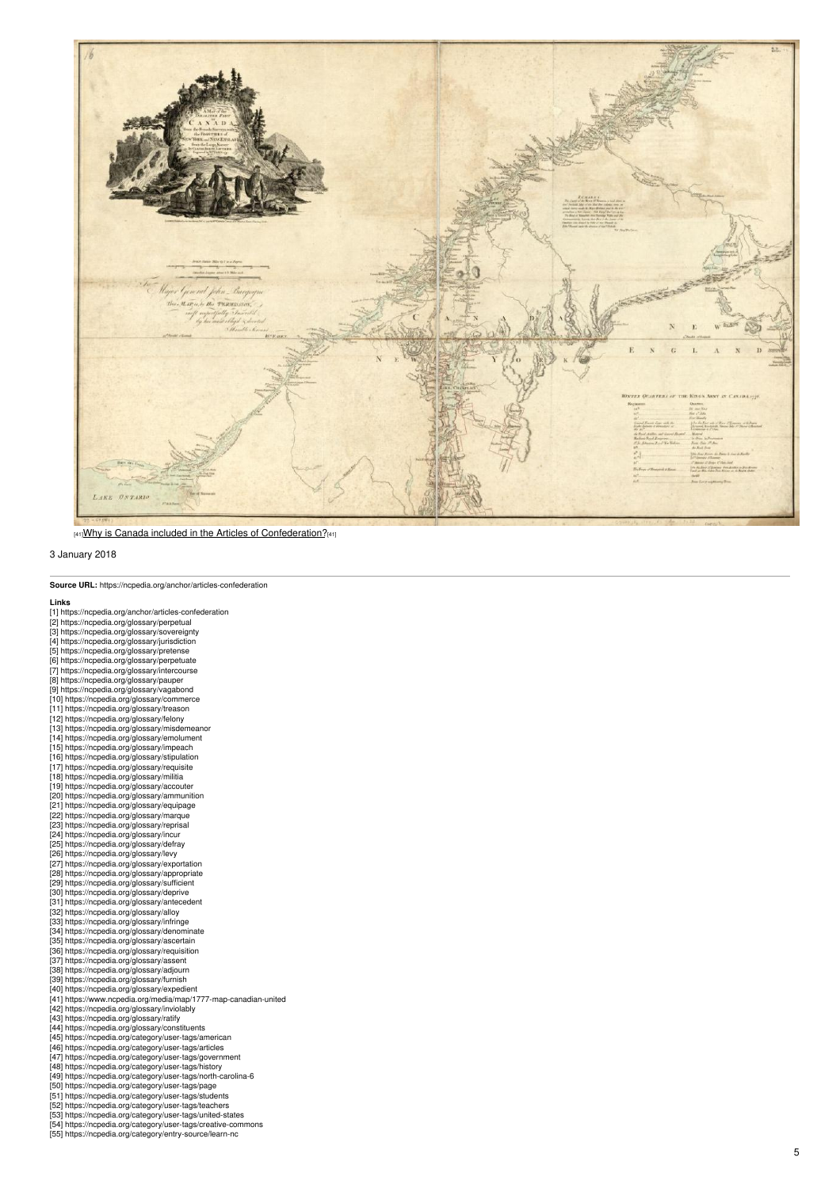[41] [Why is Canada included in the Articles of Confederation?](https://www.ncpedia.org/media/map/1777-map-canadian-united) [41]

3 January 2018

---

**Source URL:** https://ncpedia.org/anchor/articles-confederation

**Links**

[1] https://ncpedia.org/anchor/articles-confederation
[2] https://ncpedia.org/glossary/perpetual
[3] https://ncpedia.org/glossary/sovereignty
[4] https://ncpedia.org/glossary/jurisdiction
[5] https://ncpedia.org/glossary/pretense
[6] https://ncpedia.org/glossary/perpetuate
[7] https://ncpedia.org/glossary/intercourse
[8] https://ncpedia.org/glossary/pauper
[9] https://ncpedia.org/glossary/vagabond
[10] https://ncpedia.org/glossary/commerce
[11] https://ncpedia.org/glossary/treason
[12] https://ncpedia.org/glossary/felony
[13] https://ncpedia.org/glossary/misdemeanor
[14] https://ncpedia.org/glossary/emolument
[15] https://ncpedia.org/glossary/impeach
[16] https://ncpedia.org/glossary/stipulation
[17] https://ncpedia.org/glossary/requisite
[18] https://ncpedia.org/glossary/militia
[19] https://ncpedia.org/glossary/accouter
[20] https://ncpedia.org/glossary/ammunition
[21] https://ncpedia.org/glossary/equipage
[22] https://ncpedia.org/glossary/marque
[23] https://ncpedia.org/glossary/reprisal
[24] https://ncpedia.org/glossary/incur
[25] https://ncpedia.org/glossary/defray
[26] https://ncpedia.org/glossary/levy
[27] https://ncpedia.org/glossary/exportation
[28] https://ncpedia.org/glossary/appropriate
[29] https://ncpedia.org/glossary/sufficient
[30] https://ncpedia.org/glossary/deprive
[31] https://ncpedia.org/glossary/antecedent
[32] https://ncpedia.org/glossary/alloy
[33] https://ncpedia.org/glossary/infringe
[34] https://ncpedia.org/glossary/denominate
[35] https://ncpedia.org/glossary/ascertain
[36] https://ncpedia.org/glossary/requisition
[37] https://ncpedia.org/glossary/assent
[38] https://ncpedia.org/glossary/adjourn
[39] https://ncpedia.org/glossary/furnish
[40] https://ncpedia.org/glossary/expedient
[41] https://www.ncpedia.org/media/map/1777-map-canadian-united
[42] https://ncpedia.org/glossary/inviolably
[43] https://ncpedia.org/glossary/ratify
[44] https://ncpedia.org/glossary/constituents
[45] https://ncpedia.org/category/user-tags/american
[46] https://ncpedia.org/category/user-tags/articles
[47] https://ncpedia.org/category/user-tags/government
[48] https://ncpedia.org/category/user-tags/history
[49] https://ncpedia.org/category/user-tags/north-carolina-6
[50] https://ncpedia.org/category/user-tags/page
[51] https://ncpedia.org/category/user-tags/students
[52] https://ncpedia.org/category/user-tags/teachers
[53] https://ncpedia.org/category/user-tags/united-states
[54] https://ncpedia.org/category/user-tags/creative-commons
[55] https://ncpedia.org/category/entry-source/learn-nc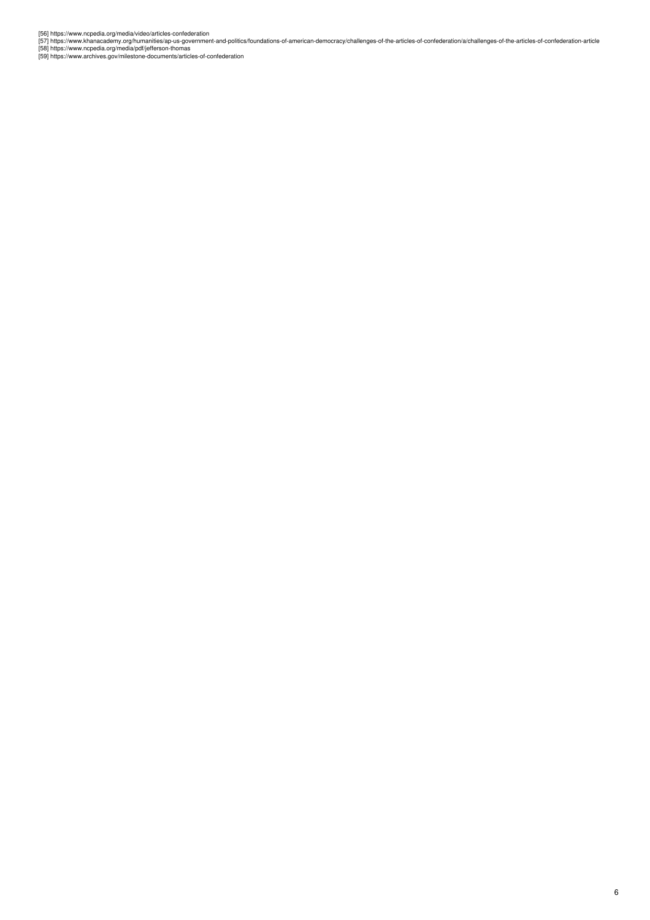[56] https://www.ncpedia.org/media/video/articles-confederation
[57] https://www.khanacademy.org/humanities/ap-us-government-and-politics/foundations-of-american-democracy/challenges-of-the-articles-of-confederation/a/challenges-of-the-articles-of-confederation-article
[58] https://www.ncpedia.org/media/pdf/jefferson-thomas
[59] https://www.archives.gov/milestone-documents/articles-of-confederation